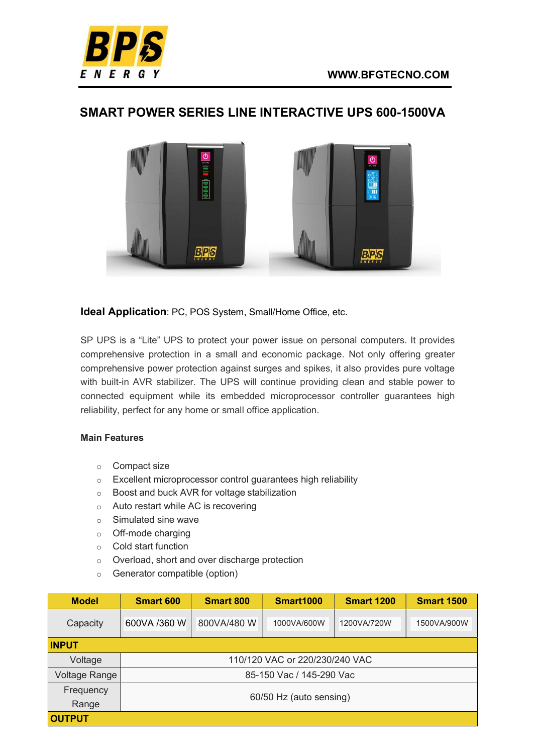BPS ENERGY

WWW.BFGTECNO.COM

# SMART POWER SERIES LINE INTERACTIVE UPS 600-1500VA

**Ideal Application**: PC, POS System, Small/Home Office, etc.

SP UPS is a "Lite" UPS to protect your power issue on personal computers. It provides comprehensive protection in a small and economic package. Not only offering greater comprehensive power protection against surges and spikes, it also provides pure voltage with built-in AVR stabilizer. The UPS will continue providing clean and stable power to connected equipment while its embedded microprocessor controller guarantees high reliability, perfect for any home or small office application.

**Main Features**

- Compact size
- Excellent microprocessor control guarantees high reliability
- Boost and buck AVR for voltage stabilization
- Auto restart while AC is recovering
- Simulated sine wave
- Off-mode charging
- Cold start function
- Overload, short and over discharge protection
- Generator compatible (option)

| Model | Smart 600 | Smart 800 | Smart1000 | Smart 1200 | Smart 1500 |
|---|---|---|---|---|---|
| Capacity | 600VA /360 W | 800VA/480 W | 1000VA/600W | 1200VA/720W | 1500VA/900W |
| **INPUT** | | | | | |
| Voltage | 110/120 VAC or 220/230/240 VAC | | | | |
| Voltage Range | 85-150 Vac / 145-290 Vac | | | | |
| Frequency Range | 60/50 Hz (auto sensing) | | | | |
| **OUTPUT** | | | | | |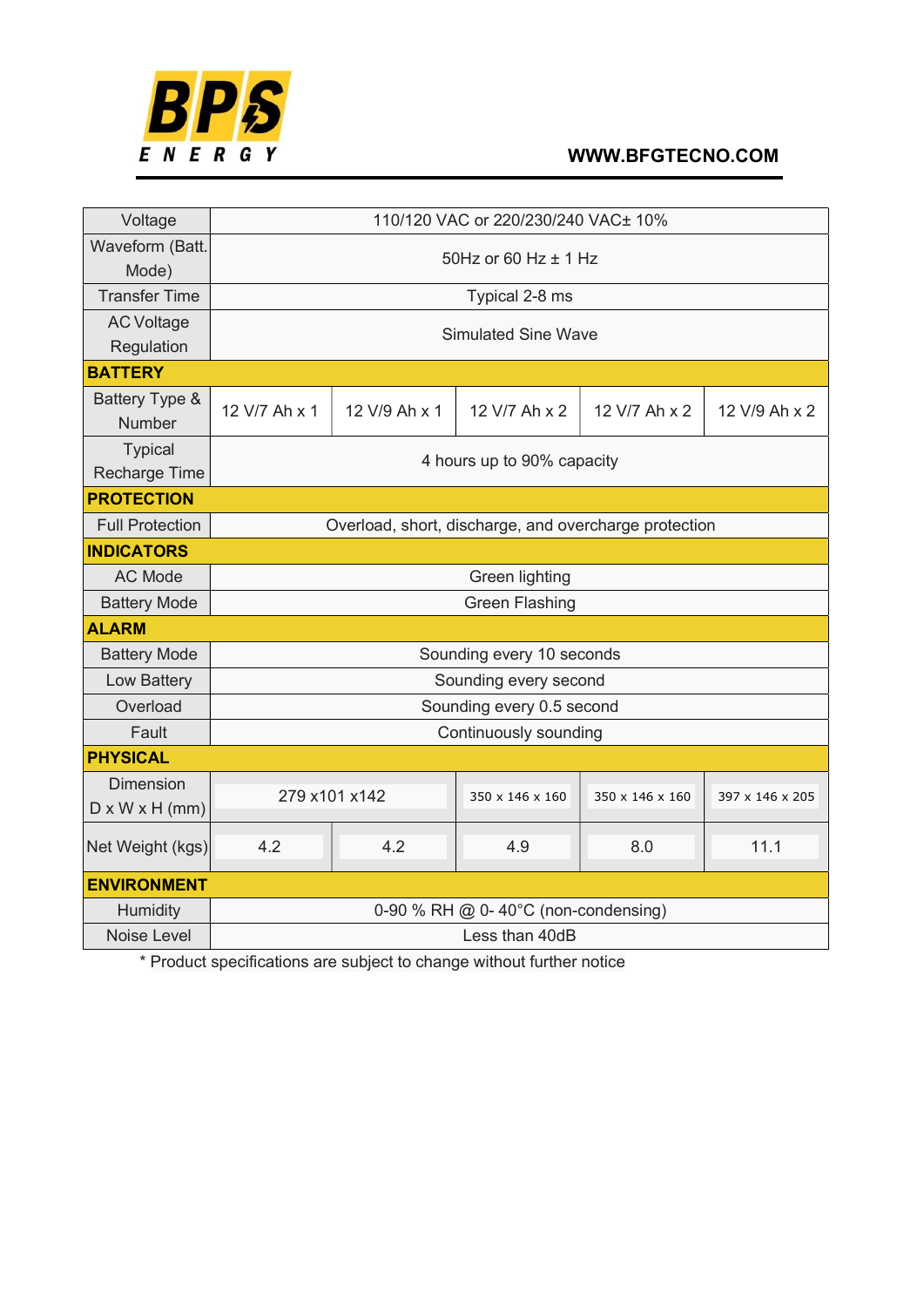| | | | | | |
|---|---|---|---|---|---|
| Voltage | 110/120 VAC or 220/230/240 VAC± 10% | | | | |
| Waveform (Batt. Mode) | 50Hz or 60 Hz ± 1 Hz | | | | |
| Transfer Time | Typical 2-8 ms | | | | |
| AC Voltage Regulation | Simulated Sine Wave | | | | |
| **BATTERY** | | | | | |
| Battery Type & Number | 12 V/7 Ah x 1 | 12 V/9 Ah x 1 | 12 V/7 Ah x 2 | 12 V/7 Ah x 2 | 12 V/9 Ah x 2 |
| Typical Recharge Time | 4 hours up to 90% capacity | | | | |
| **PROTECTION** | | | | | |
| Full Protection | Overload, short, discharge, and overcharge protection | | | | |
| **INDICATORS** | | | | | |
| AC Mode | Green lighting | | | | |
| Battery Mode | Green Flashing | | | | |
| **ALARM** | | | | | |
| Battery Mode | Sounding every 10 seconds | | | | |
| Low Battery | Sounding every second | | | | |
| Overload | Sounding every 0.5 second | | | | |
| Fault | Continuously sounding | | | | |
| **PHYSICAL** | | | | | |
| Dimension D x W x H (mm) | 279 x101 x142 | | 350 x 146 x 160 | 350 x 146 x 160 | 397 x 146 x 205 |
| Net Weight (kgs) | 4.2 | 4.2 | 4.9 | 8.0 | 11.1 |
| **ENVIRONMENT** | | | | | |
| Humidity | 0-90 % RH @ 0- 40°C (non-condensing) | | | | |
| Noise Level | Less than 40dB | | | | |

* Product specifications are subject to change without further notice